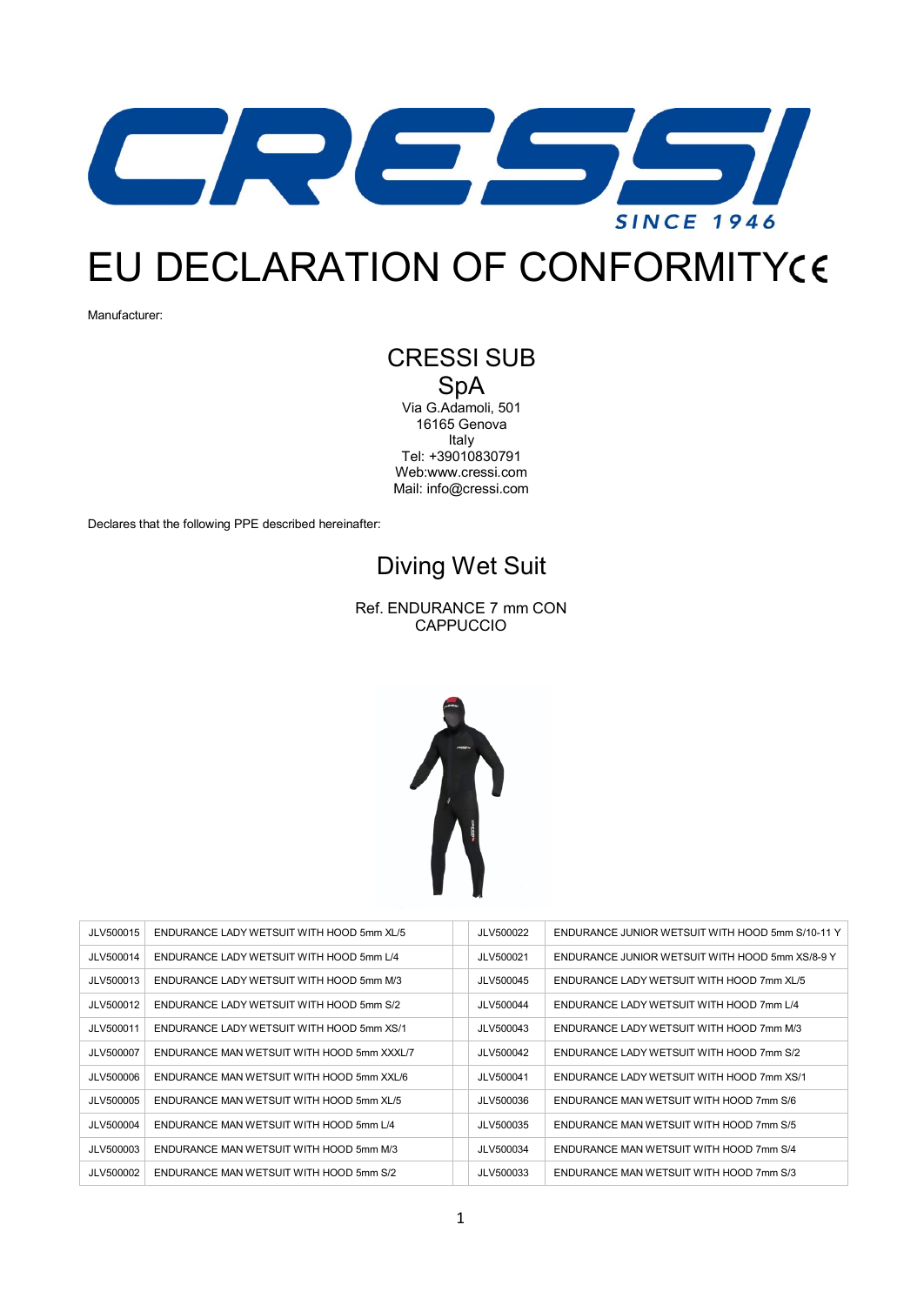# EU DECLARATION OF CONFORMITY CE

Manufacturer:

CRESSI SUB SpA
Via G.Adamoli, 501
16165 Genova
Italy
Tel: +39010830791
Web:www.cressi.com
Mail: info@cressi.com

Declares that the following PPE described hereinafter:

## Diving Wet Suit

Ref. ENDURANCE 7 mm CON CAPPUCCIO

| JLV500015 | ENDURANCE LADY WETSUIT WITH HOOD 5mm XL/5 | | JLV500022 | ENDURANCE JUNIOR WETSUIT WITH HOOD 5mm S/10-11 Y |
|---|---|---|---|---|
| JLV500014 | ENDURANCE LADY WETSUIT WITH HOOD 5mm L/4 | | JLV500021 | ENDURANCE JUNIOR WETSUIT WITH HOOD 5mm XS/8-9 Y |
| JLV500013 | ENDURANCE LADY WETSUIT WITH HOOD 5mm M/3 | | JLV500045 | ENDURANCE LADY WETSUIT WITH HOOD 7mm XL/5 |
| JLV500012 | ENDURANCE LADY WETSUIT WITH HOOD 5mm S/2 | | JLV500044 | ENDURANCE LADY WETSUIT WITH HOOD 7mm L/4 |
| JLV500011 | ENDURANCE LADY WETSUIT WITH HOOD 5mm XS/1 | | JLV500043 | ENDURANCE LADY WETSUIT WITH HOOD 7mm M/3 |
| JLV500007 | ENDURANCE MAN WETSUIT WITH HOOD 5mm XXXL/7 | | JLV500042 | ENDURANCE LADY WETSUIT WITH HOOD 7mm S/2 |
| JLV500006 | ENDURANCE MAN WETSUIT WITH HOOD 5mm XXL/6 | | JLV500041 | ENDURANCE LADY WETSUIT WITH HOOD 7mm XS/1 |
| JLV500005 | ENDURANCE MAN WETSUIT WITH HOOD 5mm XL/5 | | JLV500036 | ENDURANCE MAN WETSUIT WITH HOOD 7mm S/6 |
| JLV500004 | ENDURANCE MAN WETSUIT WITH HOOD 5mm L/4 | | JLV500035 | ENDURANCE MAN WETSUIT WITH HOOD 7mm S/5 |
| JLV500003 | ENDURANCE MAN WETSUIT WITH HOOD 5mm M/3 | | JLV500034 | ENDURANCE MAN WETSUIT WITH HOOD 7mm S/4 |
| JLV500002 | ENDURANCE MAN WETSUIT WITH HOOD 5mm S/2 | | JLV500033 | ENDURANCE MAN WETSUIT WITH HOOD 7mm S/3 |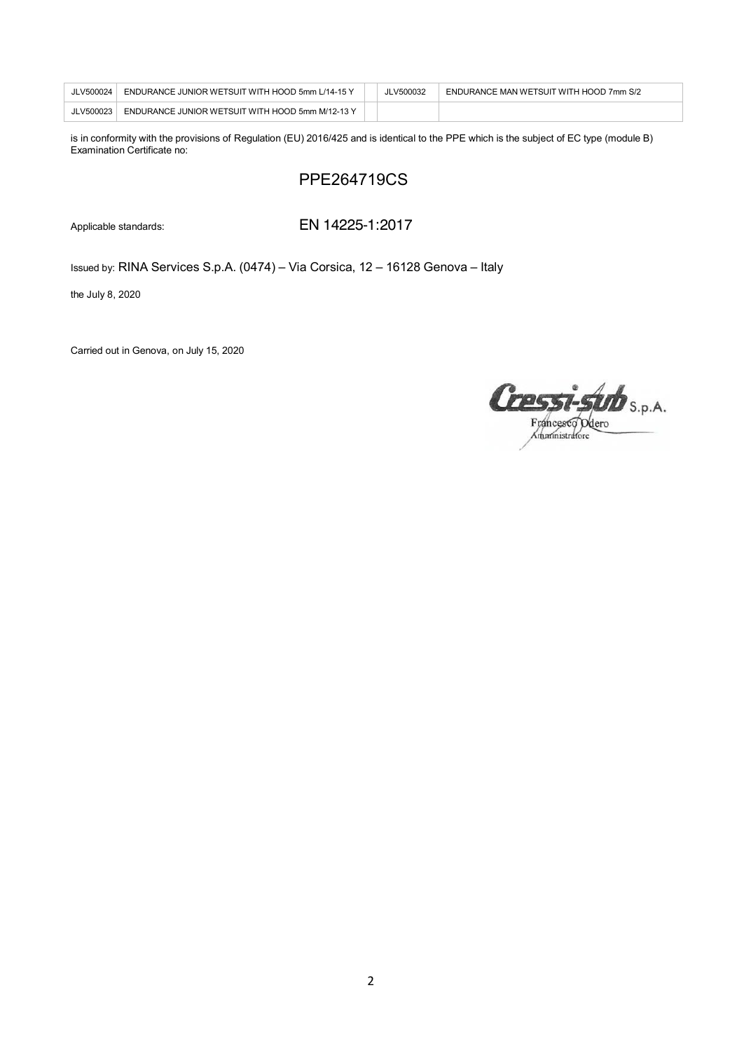| | | | |
|---|---|---|---|
| JLV500024 | ENDURANCE JUNIOR WETSUIT WITH HOOD 5mm L/14-15 Y | JLV500032 | ENDURANCE MAN WETSUIT WITH HOOD 7mm S/2 |
| JLV500023 | ENDURANCE JUNIOR WETSUIT WITH HOOD 5mm M/12-13 Y | | |

is in conformity with the provisions of Regulation (EU) 2016/425 and is identical to the PPE which is the subject of EC type (module B) Examination Certificate no:

PPE264719CS

Applicable standards: EN 14225-1:2017

Issued by: RINA Services S.p.A. (0474) – Via Corsica, 12 – 16128 Genova – Italy

the July 8, 2020

Carried out in Genova, on July 15, 2020

Cressi-sub S.p.A.
Francesco Odero
Amministratore